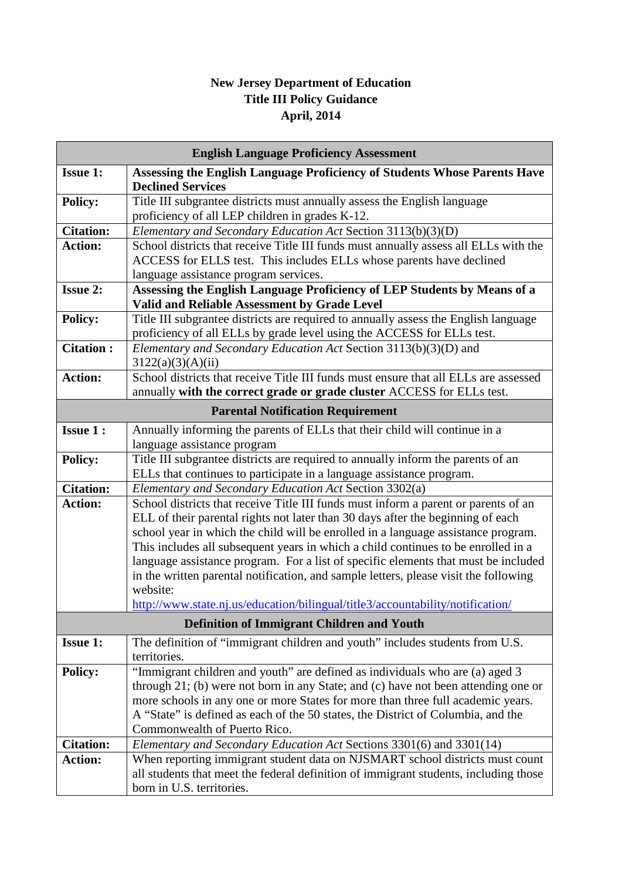# New Jersey Department of Education
## Title III Policy Guidance
## April, 2014

| English Language Proficiency Assessment | |
|---|---|
| **Issue 1:** | **Assessing the English Language Proficiency of Students Whose Parents Have Declined Services** |
| **Policy:** | Title III subgrantee districts must annually assess the English language proficiency of all LEP children in grades K-12. |
| **Citation:** | *Elementary and Secondary Education Act* Section 3113(b)(3)(D) |
| **Action:** | School districts that receive Title III funds must annually assess all ELLs with the ACCESS for ELLS test. This includes ELLs whose parents have declined language assistance program services. |
| **Issue 2:** | **Assessing the English Language Proficiency of LEP Students by Means of a Valid and Reliable Assessment by Grade Level** |
| **Policy:** | Title III subgrantee districts are required to annually assess the English language proficiency of all ELLs by grade level using the ACCESS for ELLs test. |
| **Citation :** | *Elementary and Secondary Education Act* Section 3113(b)(3)(D) and 3122(a)(3)(A)(ii) |
| **Action:** | School districts that receive Title III funds must ensure that all ELLs are assessed annually **with the correct grade or grade cluster** ACCESS for ELLs test. |
| **Parental Notification Requirement** | |
| **Issue 1 :** | Annually informing the parents of ELLs that their child will continue in a language assistance program |
| **Policy:** | Title III subgrantee districts are required to annually inform the parents of an ELLs that continues to participate in a language assistance program. |
| **Citation:** | *Elementary and Secondary Education Act* Section 3302(a) |
| **Action:** | School districts that receive Title III funds must inform a parent or parents of an ELL of their parental rights not later than 30 days after the beginning of each school year in which the child will be enrolled in a language assistance program. This includes all subsequent years in which a child continues to be enrolled in a language assistance program. For a list of specific elements that must be included in the written parental notification, and sample letters, please visit the following website: http://www.state.nj.us/education/bilingual/title3/accountability/notification/ |
| **Definition of Immigrant Children and Youth** | |
| **Issue 1:** | The definition of "immigrant children and youth" includes students from U.S. territories. |
| **Policy:** | "Immigrant children and youth" are defined as individuals who are (a) aged 3 through 21; (b) were not born in any State; and (c) have not been attending one or more schools in any one or more States for more than three full academic years. A "State" is defined as each of the 50 states, the District of Columbia, and the Commonwealth of Puerto Rico. |
| **Citation:** | *Elementary and Secondary Education Act* Sections 3301(6) and 3301(14) |
| **Action:** | When reporting immigrant student data on NJSMART school districts must count all students that meet the federal definition of immigrant students, including those born in U.S. territories. |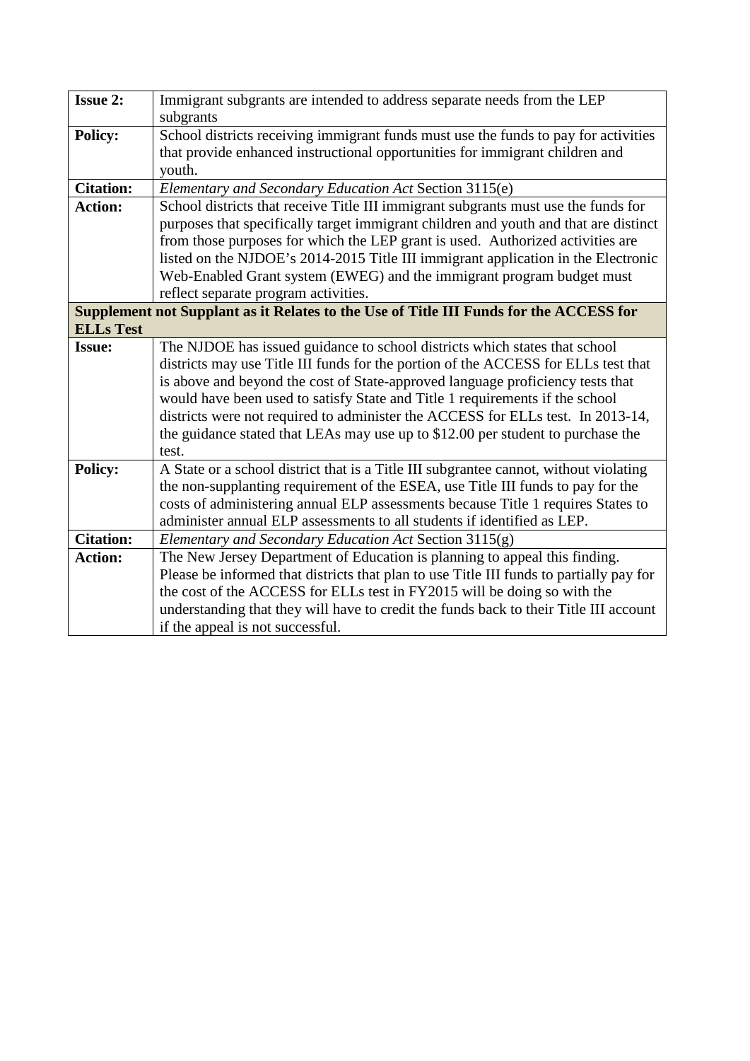| | |
|---|---|
| **Issue 2:** | Immigrant subgrants are intended to address separate needs from the LEP subgrants |
| **Policy:** | School districts receiving immigrant funds must use the funds to pay for activities that provide enhanced instructional opportunities for immigrant children and youth. |
| **Citation:** | *Elementary and Secondary Education Act* Section 3115(e) |
| **Action:** | School districts that receive Title III immigrant subgrants must use the funds for purposes that specifically target immigrant children and youth and that are distinct from those purposes for which the LEP grant is used. Authorized activities are listed on the NJDOE's 2014-2015 Title III immigrant application in the Electronic Web-Enabled Grant system (EWEG) and the immigrant program budget must reflect separate program activities. |
| **Supplement not Supplant as it Relates to the Use of Title III Funds for the ACCESS for ELLs Test** | |
| **Issue:** | The NJDOE has issued guidance to school districts which states that school districts may use Title III funds for the portion of the ACCESS for ELLs test that is above and beyond the cost of State-approved language proficiency tests that would have been used to satisfy State and Title 1 requirements if the school districts were not required to administer the ACCESS for ELLs test. In 2013-14, the guidance stated that LEAs may use up to $12.00 per student to purchase the test. |
| **Policy:** | A State or a school district that is a Title III subgrantee cannot, without violating the non-supplanting requirement of the ESEA, use Title III funds to pay for the costs of administering annual ELP assessments because Title 1 requires States to administer annual ELP assessments to all students if identified as LEP. |
| **Citation:** | *Elementary and Secondary Education Act* Section 3115(g) |
| **Action:** | The New Jersey Department of Education is planning to appeal this finding. Please be informed that districts that plan to use Title III funds to partially pay for the cost of the ACCESS for ELLs test in FY2015 will be doing so with the understanding that they will have to credit the funds back to their Title III account if the appeal is not successful. |